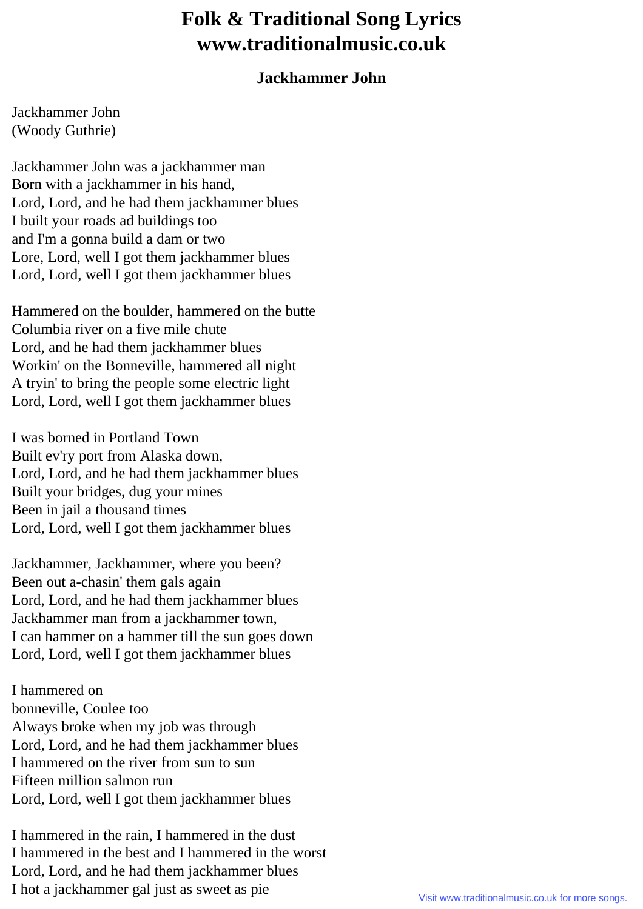# Folk & Traditional Song Lyrics www.traditionalmusic.co.uk

### Jackhammer John

Jackhammer John
(Woody Guthrie)

Jackhammer John was a jackhammer man
Born with a jackhammer in his hand,
Lord, Lord, and he had them jackhammer blues
I built your roads ad buildings too
and I'm a gonna build a dam or two
Lore, Lord, well I got them jackhammer blues
Lord, Lord, well I got them jackhammer blues

Hammered on the boulder, hammered on the butte
Columbia river on a five mile chute
Lord, and he had them jackhammer blues
Workin' on the Bonneville, hammered all night
A tryin' to bring the people some electric light
Lord, Lord, well I got them jackhammer blues

I was borned in Portland Town
Built ev'ry port from Alaska down,
Lord, Lord, and he had them jackhammer blues
Built your bridges, dug your mines
Been in jail a thousand times
Lord, Lord, well I got them jackhammer blues

Jackhammer, Jackhammer, where you been?
Been out a-chasin' them gals again
Lord, Lord, and he had them jackhammer blues
Jackhammer man from a jackhammer town,
I can hammer on a hammer till the sun goes down
Lord, Lord, well I got them jackhammer blues

I hammered on
bonneville, Coulee too
Always broke when my job was through
Lord, Lord, and he had them jackhammer blues
I hammered on the river from sun to sun
Fifteen million salmon run
Lord, Lord, well I got them jackhammer blues

I hammered in the rain, I hammered in the dust
I hammered in the best and I hammered in the worst
Lord, Lord, and he had them jackhammer blues
I hot a jackhammer gal just as sweet as pie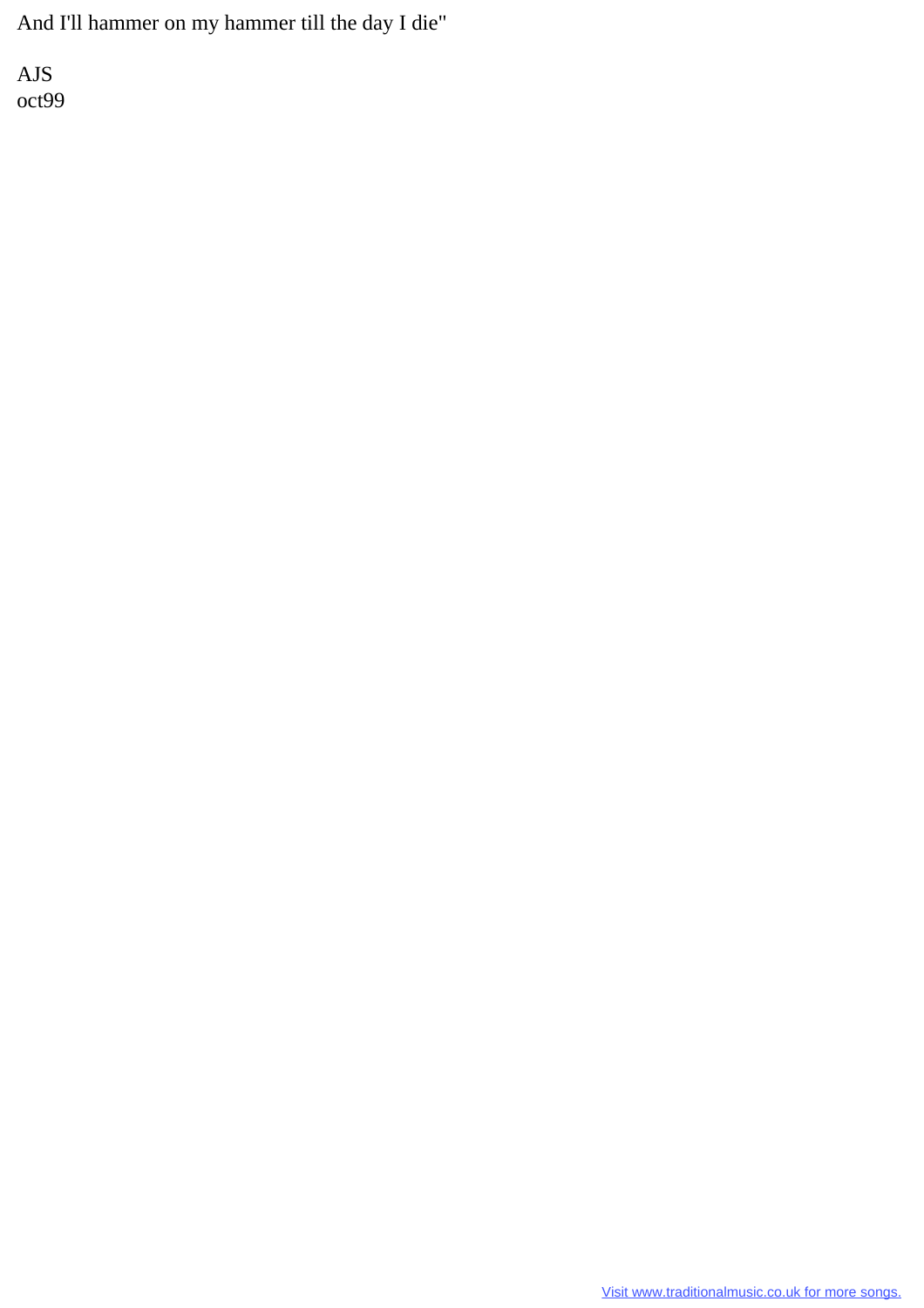And I'll hammer on my hammer till the day I die"

AJS
oct99